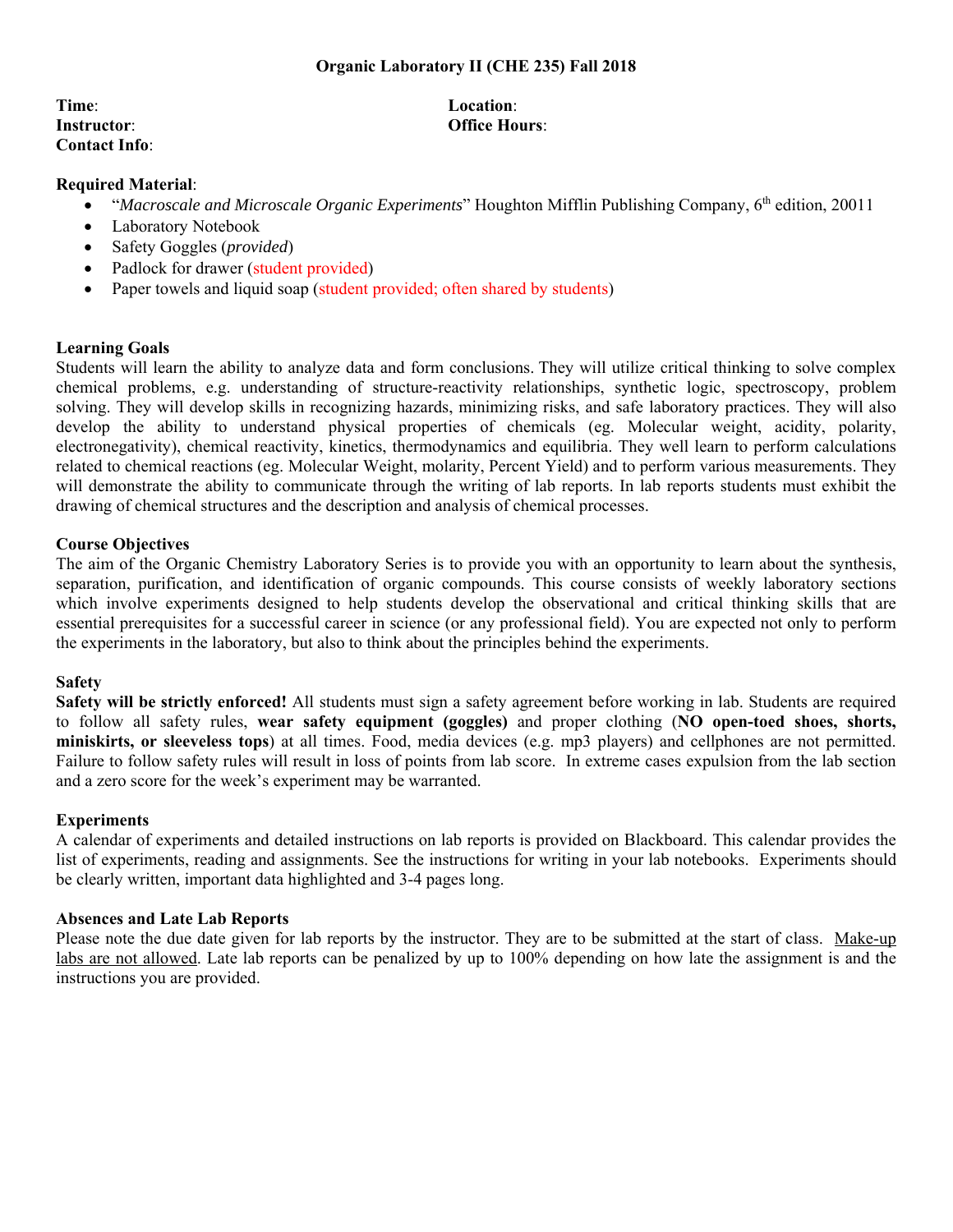# Organic Laboratory II (CHE 235) Fall 2018

**Time**:

**Instructor**:

**Contact Info**:

**Location**:

**Office Hours**:

**Required Material**:

- "*Macroscale and Microscale Organic Experiments*" Houghton Mifflin Publishing Company, 6th edition, 20011
- Laboratory Notebook
- Safety Goggles (*provided*)
- Padlock for drawer (student provided)
- Paper towels and liquid soap (student provided; often shared by students)

**Learning Goals**

Students will learn the ability to analyze data and form conclusions. They will utilize critical thinking to solve complex chemical problems, e.g. understanding of structure-reactivity relationships, synthetic logic, spectroscopy, problem solving. They will develop skills in recognizing hazards, minimizing risks, and safe laboratory practices. They will also develop the ability to understand physical properties of chemicals (eg. Molecular weight, acidity, polarity, electronegativity), chemical reactivity, kinetics, thermodynamics and equilibria. They well learn to perform calculations related to chemical reactions (eg. Molecular Weight, molarity, Percent Yield) and to perform various measurements. They will demonstrate the ability to communicate through the writing of lab reports. In lab reports students must exhibit the drawing of chemical structures and the description and analysis of chemical processes.

**Course Objectives**

The aim of the Organic Chemistry Laboratory Series is to provide you with an opportunity to learn about the synthesis, separation, purification, and identification of organic compounds. This course consists of weekly laboratory sections which involve experiments designed to help students develop the observational and critical thinking skills that are essential prerequisites for a successful career in science (or any professional field). You are expected not only to perform the experiments in the laboratory, but also to think about the principles behind the experiments.

**Safety**

**Safety will be strictly enforced!** All students must sign a safety agreement before working in lab. Students are required to follow all safety rules, **wear safety equipment (goggles)** and proper clothing (**NO open-toed shoes, shorts, miniskirts, or sleeveless tops**) at all times. Food, media devices (e.g. mp3 players) and cellphones are not permitted. Failure to follow safety rules will result in loss of points from lab score. In extreme cases expulsion from the lab section and a zero score for the week's experiment may be warranted.

**Experiments**

A calendar of experiments and detailed instructions on lab reports is provided on Blackboard. This calendar provides the list of experiments, reading and assignments. See the instructions for writing in your lab notebooks. Experiments should be clearly written, important data highlighted and 3-4 pages long.

**Absences and Late Lab Reports**

Please note the due date given for lab reports by the instructor. They are to be submitted at the start of class. Make-up labs are not allowed. Late lab reports can be penalized by up to 100% depending on how late the assignment is and the instructions you are provided.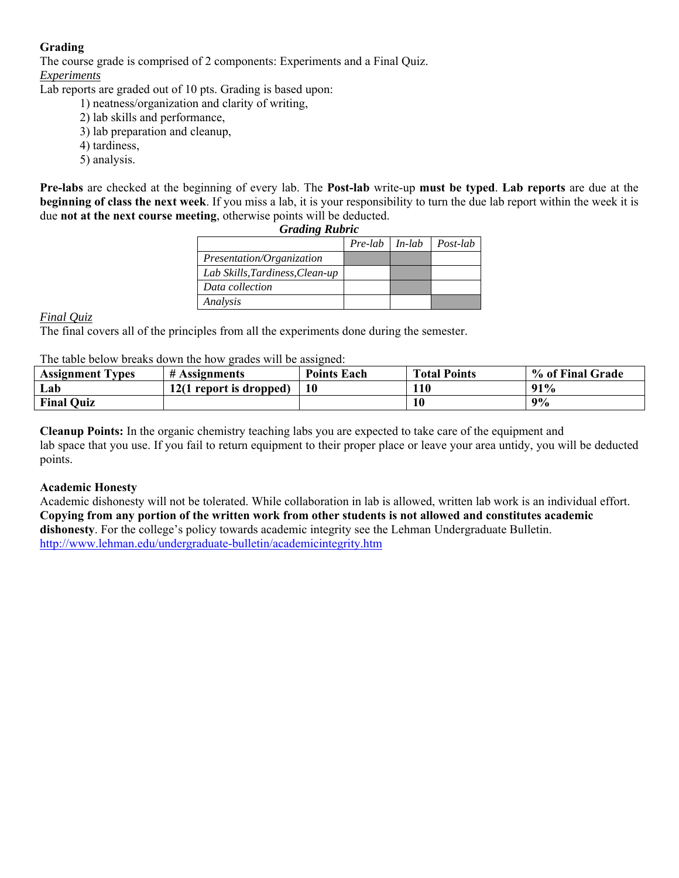**Grading**

The course grade is comprised of 2 components: Experiments and a Final Quiz.

*Experiments*

Lab reports are graded out of 10 pts. Grading is based upon:

1) neatness/organization and clarity of writing,
2) lab skills and performance,
3) lab preparation and cleanup,
4) tardiness,
5) analysis.

**Pre-labs** are checked at the beginning of every lab. The **Post-lab** write-up **must be typed**. **Lab reports** are due at the **beginning of class the next week**. If you miss a lab, it is your responsibility to turn the due lab report within the week it is due **not at the next course meeting**, otherwise points will be deducted.

***Grading Rubric***

| | *Pre-lab* | *In-lab* | *Post-lab* |
|---|---|---|---|
| *Presentation/Organization* | | | |
| *Lab Skills,Tardiness,Clean-up* | | | |
| *Data collection* | | | |
| *Analysis* | | | |

*Final Quiz*

The final covers all of the principles from all the experiments done during the semester.

The table below breaks down the how grades will be assigned:

| **Assignment Types** | **# Assignments** | **Points Each** | **Total Points** | **% of Final Grade** |
|---|---|---|---|---|
| **Lab** | **12(1 report is dropped)** | **10** | **110** | **91%** |
| **Final Quiz** | | | **10** | **9%** |

**Cleanup Points:** In the organic chemistry teaching labs you are expected to take care of the equipment and lab space that you use. If you fail to return equipment to their proper place or leave your area untidy, you will be deducted points.

**Academic Honesty**

Academic dishonesty will not be tolerated. While collaboration in lab is allowed, written lab work is an individual effort. **Copying from any portion of the written work from other students is not allowed and constitutes academic dishonesty**. For the college's policy towards academic integrity see the Lehman Undergraduate Bulletin. http://www.lehman.edu/undergraduate-bulletin/academicintegrity.htm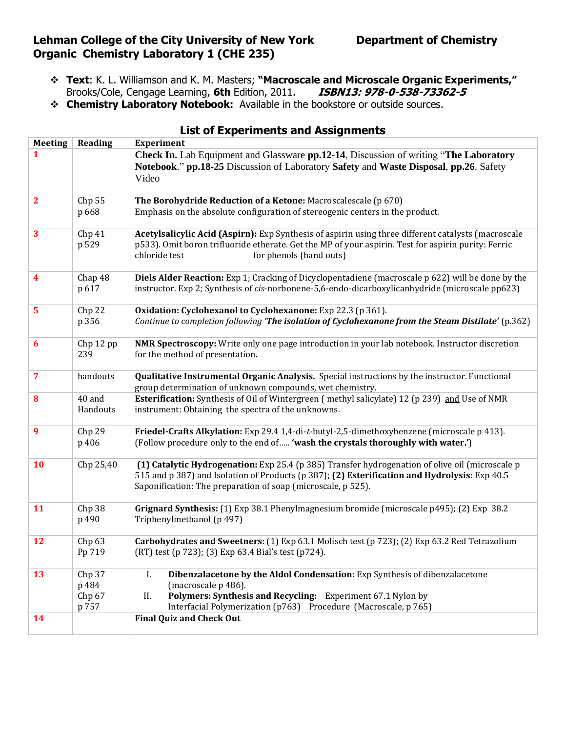**Lehman College of the City University of New York Department of Chemistry**
**Organic Chemistry Laboratory 1 (CHE 235)**

- **Text**: K. L. Williamson and K. M. Masters; **"Macroscale and Microscale Organic Experiments,"** Brooks/Cole, Cengage Learning, **6th** Edition, 2011. ***ISBN13: 978-0-538-73362-5***
- **Chemistry Laboratory Notebook:** Available in the bookstore or outside sources.

## List of Experiments and Assignments

| Meeting | Reading | Experiment |
|---|---|---|
| **1** | | **Check In.** Lab Equipment and Glassware **pp.12-14**, Discussion of writing "**The Laboratory Notebook**." **pp.18-25** Discussion of Laboratory **Safety** and **Waste Disposal**, **pp.26**. Safety Video |
| **2** | Chp 55 p 668 | **The Borohydride Reduction of a Ketone:** Macroscalescale (p 670) Emphasis on the absolute configuration of stereogenic centers in the product. |
| **3** | Chp 41 p 529 | **Acetylsalicylic Acid (Aspirn):** Exp Synthesis of aspirin using three different catalysts (macroscale p533). Omit boron trifluoride etherate. Get the MP of your aspirin. Test for aspirin purity: Ferric chloride test for phenols (hand outs) |
| **4** | Chap 48 p 617 | **Diels Alder Reaction:** Exp 1; Cracking of Dicyclopentadiene (macroscale p 622) will be done by the instructor. Exp 2; Synthesis of *cis*-norbonene-5,6-endo-dicarboxylicanhydride (microscale pp623) |
| **5** | Chp 22 p 356 | **Oxidation: Cyclohexanol to Cyclohexanone:** Exp 22.3 (p 361). *Continue to completion following* ***'The isolation of Cyclohexanone from the Steam Distilate'*** (p.362) |
| **6** | Chp 12 pp 239 | **NMR Spectroscopy:** Write only one page introduction in your lab notebook. Instructor discretion for the method of presentation. |
| **7** | handouts | **Qualitative Instrumental Organic Analysis.** Special instructions by the instructor. Functional group determination of unknown compounds, wet chemistry. |
| **8** | 40 and Handouts | **Esterification:** Synthesis of Oil of Wintergreen ( methyl salicylate) 12 (p 239) <u>and</u> Use of NMR instrument: Obtaining the spectra of the unknowns. |
| **9** | Chp 29 p 406 | **Friedel-Crafts Alkylation:** Exp 29.4 1,4-di-*t*-butyl-2,5-dimethoxybenzene (microscale p 413). (Follow procedure only to the end of..... **'wash the crystals thoroughly with water.'**) |
| **10** | Chp 25,40 | **(1) Catalytic Hydrogenation:** Exp 25.4 (p 385) Transfer hydrogenation of olive oil (microscale p 515 and p 387) and Isolation of Products (p 387); **(2) Esterification and Hydrolysis:** Exp 40.5 Saponification: The preparation of soap (microscale, p 525). |
| **11** | Chp 38 p 490 | **Grignard Synthesis:** (1) Exp 38.1 Phenylmagnesium bromide (microscale p495); (2) Exp 38.2 Triphenylmethanol (p 497) |
| **12** | Chp 63 Pp 719 | **Carbohydrates and Sweetners:** (1) Exp 63.1 Molisch test (p 723); (2) Exp 63.2 Red Tetrazolium (RT) test (p 723); (3) Exp 63.4 Bial's test (p724). |
| **13** | Chp 37 p 484 Chp 67 p 757 | I. **Dibenzalacetone by the Aldol Condensation:** Exp Synthesis of dibenzalacetone (macroscale p 486). II. **Polymers: Synthesis and Recycling:** Experiment 67.1 Nylon by Interfacial Polymerization (p763) Procedure (Macroscale, p 765) |
| **14** | | **Final Quiz and Check Out** |